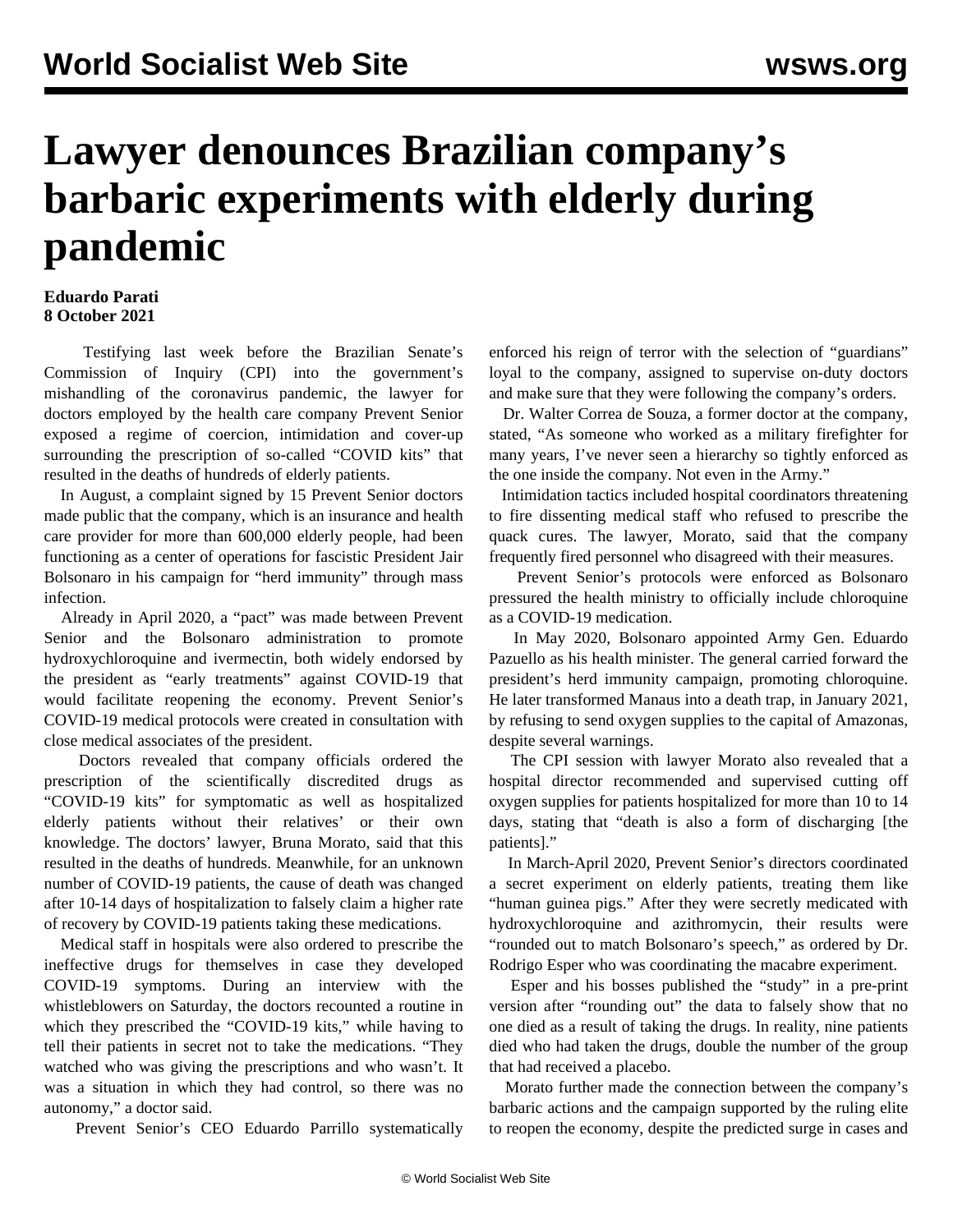# Lawyer denounces Brazilian company's barbaric experiments with elderly during pandemic

**Eduardo Parati**
**8 October 2021**

Testifying last week before the Brazilian Senate's Commission of Inquiry (CPI) into the government's mishandling of the coronavirus pandemic, the lawyer for doctors employed by the health care company Prevent Senior exposed a regime of coercion, intimidation and cover-up surrounding the prescription of so-called "COVID kits" that resulted in the deaths of hundreds of elderly patients.

In August, a complaint signed by 15 Prevent Senior doctors made public that the company, which is an insurance and health care provider for more than 600,000 elderly people, had been functioning as a center of operations for fascistic President Jair Bolsonaro in his campaign for "herd immunity" through mass infection.

Already in April 2020, a "pact" was made between Prevent Senior and the Bolsonaro administration to promote hydroxychloroquine and ivermectin, both widely endorsed by the president as "early treatments" against COVID-19 that would facilitate reopening the economy. Prevent Senior's COVID-19 medical protocols were created in consultation with close medical associates of the president.

Doctors revealed that company officials ordered the prescription of the scientifically discredited drugs as "COVID-19 kits" for symptomatic as well as hospitalized elderly patients without their relatives' or their own knowledge. The doctors' lawyer, Bruna Morato, said that this resulted in the deaths of hundreds. Meanwhile, for an unknown number of COVID-19 patients, the cause of death was changed after 10-14 days of hospitalization to falsely claim a higher rate of recovery by COVID-19 patients taking these medications.

Medical staff in hospitals were also ordered to prescribe the ineffective drugs for themselves in case they developed COVID-19 symptoms. During an interview with the whistleblowers on Saturday, the doctors recounted a routine in which they prescribed the "COVID-19 kits," while having to tell their patients in secret not to take the medications. "They watched who was giving the prescriptions and who wasn't. It was a situation in which they had control, so there was no autonomy," a doctor said.

Prevent Senior's CEO Eduardo Parrillo systematically enforced his reign of terror with the selection of "guardians" loyal to the company, assigned to supervise on-duty doctors and make sure that they were following the company's orders.

Dr. Walter Correa de Souza, a former doctor at the company, stated, "As someone who worked as a military firefighter for many years, I've never seen a hierarchy so tightly enforced as the one inside the company. Not even in the Army."

Intimidation tactics included hospital coordinators threatening to fire dissenting medical staff who refused to prescribe the quack cures. The lawyer, Morato, said that the company frequently fired personnel who disagreed with their measures.

Prevent Senior's protocols were enforced as Bolsonaro pressured the health ministry to officially include chloroquine as a COVID-19 medication.

In May 2020, Bolsonaro appointed Army Gen. Eduardo Pazuello as his health minister. The general carried forward the president's herd immunity campaign, promoting chloroquine. He later transformed Manaus into a death trap, in January 2021, by refusing to send oxygen supplies to the capital of Amazonas, despite several warnings.

The CPI session with lawyer Morato also revealed that a hospital director recommended and supervised cutting off oxygen supplies for patients hospitalized for more than 10 to 14 days, stating that "death is also a form of discharging [the patients]."

In March-April 2020, Prevent Senior's directors coordinated a secret experiment on elderly patients, treating them like "human guinea pigs." After they were secretly medicated with hydroxychloroquine and azithromycin, their results were "rounded out to match Bolsonaro's speech," as ordered by Dr. Rodrigo Esper who was coordinating the macabre experiment.

Esper and his bosses published the "study" in a pre-print version after "rounding out" the data to falsely show that no one died as a result of taking the drugs. In reality, nine patients died who had taken the drugs, double the number of the group that had received a placebo.

Morato further made the connection between the company's barbaric actions and the campaign supported by the ruling elite to reopen the economy, despite the predicted surge in cases and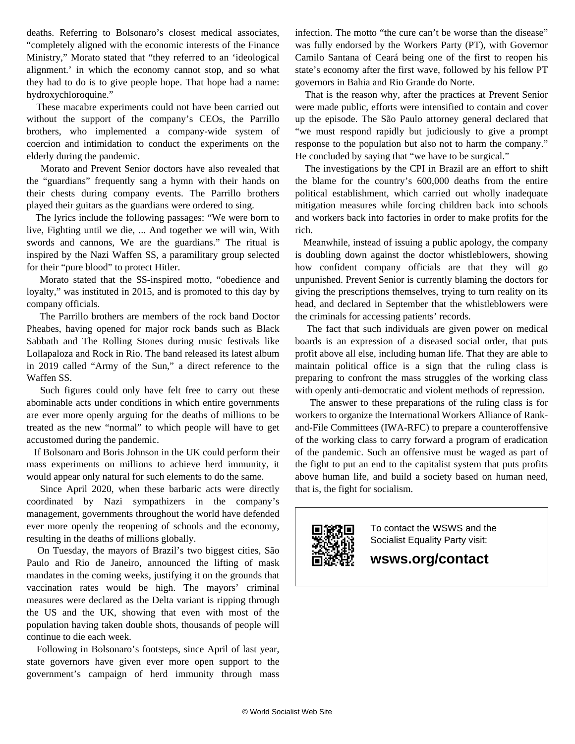deaths. Referring to Bolsonaro's closest medical associates, "completely aligned with the economic interests of the Finance Ministry," Morato stated that "they referred to an 'ideological alignment.' in which the economy cannot stop, and so what they had to do is to give people hope. That hope had a name: hydroxychloroquine."

These macabre experiments could not have been carried out without the support of the company's CEOs, the Parrillo brothers, who implemented a company-wide system of coercion and intimidation to conduct the experiments on the elderly during the pandemic.

Morato and Prevent Senior doctors have also revealed that the "guardians" frequently sang a hymn with their hands on their chests during company events. The Parrillo brothers played their guitars as the guardians were ordered to sing.

The lyrics include the following passages: "We were born to live, Fighting until we die, ... And together we will win, With swords and cannons, We are the guardians." The ritual is inspired by the Nazi Waffen SS, a paramilitary group selected for their "pure blood" to protect Hitler.

Morato stated that the SS-inspired motto, "obedience and loyalty," was instituted in 2015, and is promoted to this day by company officials.

The Parrillo brothers are members of the rock band Doctor Pheabes, having opened for major rock bands such as Black Sabbath and The Rolling Stones during music festivals like Lollapaloza and Rock in Rio. The band released its latest album in 2019 called "Army of the Sun," a direct reference to the Waffen SS.

Such figures could only have felt free to carry out these abominable acts under conditions in which entire governments are ever more openly arguing for the deaths of millions to be treated as the new "normal" to which people will have to get accustomed during the pandemic.

If Bolsonaro and Boris Johnson in the UK could perform their mass experiments on millions to achieve herd immunity, it would appear only natural for such elements to do the same.

Since April 2020, when these barbaric acts were directly coordinated by Nazi sympathizers in the company's management, governments throughout the world have defended ever more openly the reopening of schools and the economy, resulting in the deaths of millions globally.

On Tuesday, the mayors of Brazil's two biggest cities, São Paulo and Rio de Janeiro, announced the lifting of mask mandates in the coming weeks, justifying it on the grounds that vaccination rates would be high. The mayors' criminal measures were declared as the Delta variant is ripping through the US and the UK, showing that even with most of the population having taken double shots, thousands of people will continue to die each week.

Following in Bolsonaro's footsteps, since April of last year, state governors have given ever more open support to the government's campaign of herd immunity through mass infection. The motto "the cure can't be worse than the disease" was fully endorsed by the Workers Party (PT), with Governor Camilo Santana of Ceará being one of the first to reopen his state's economy after the first wave, followed by his fellow PT governors in Bahia and Rio Grande do Norte.

That is the reason why, after the practices at Prevent Senior were made public, efforts were intensified to contain and cover up the episode. The São Paulo attorney general declared that "we must respond rapidly but judiciously to give a prompt response to the population but also not to harm the company." He concluded by saying that "we have to be surgical."

The investigations by the CPI in Brazil are an effort to shift the blame for the country's 600,000 deaths from the entire political establishment, which carried out wholly inadequate mitigation measures while forcing children back into schools and workers back into factories in order to make profits for the rich.

Meanwhile, instead of issuing a public apology, the company is doubling down against the doctor whistleblowers, showing how confident company officials are that they will go unpunished. Prevent Senior is currently blaming the doctors for giving the prescriptions themselves, trying to turn reality on its head, and declared in September that the whistleblowers were the criminals for accessing patients' records.

The fact that such individuals are given power on medical boards is an expression of a diseased social order, that puts profit above all else, including human life. That they are able to maintain political office is a sign that the ruling class is preparing to confront the mass struggles of the working class with openly anti-democratic and violent methods of repression.

The answer to these preparations of the ruling class is for workers to organize the International Workers Alliance of Rank-and-File Committees (IWA-RFC) to prepare a counteroffensive of the working class to carry forward a program of eradication of the pandemic. Such an offensive must be waged as part of the fight to put an end to the capitalist system that puts profits above human life, and build a society based on human need, that is, the fight for socialism.

To contact the WSWS and the Socialist Equality Party visit:

**wsws.org/contact**